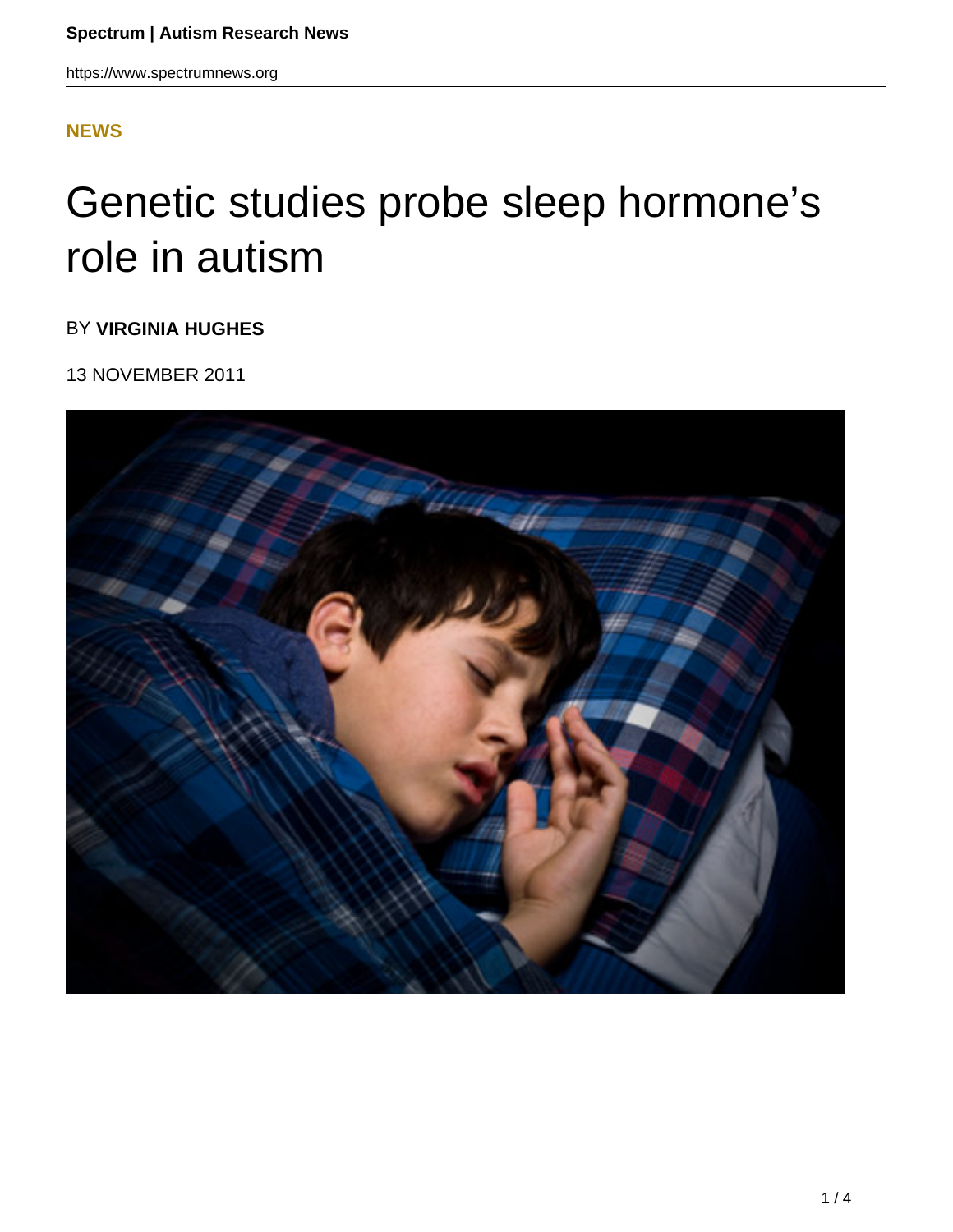NEWS

# Genetic studies probe sleep hormone's role in autism

BY **VIRGINIA HUGHES**

13 NOVEMBER 2011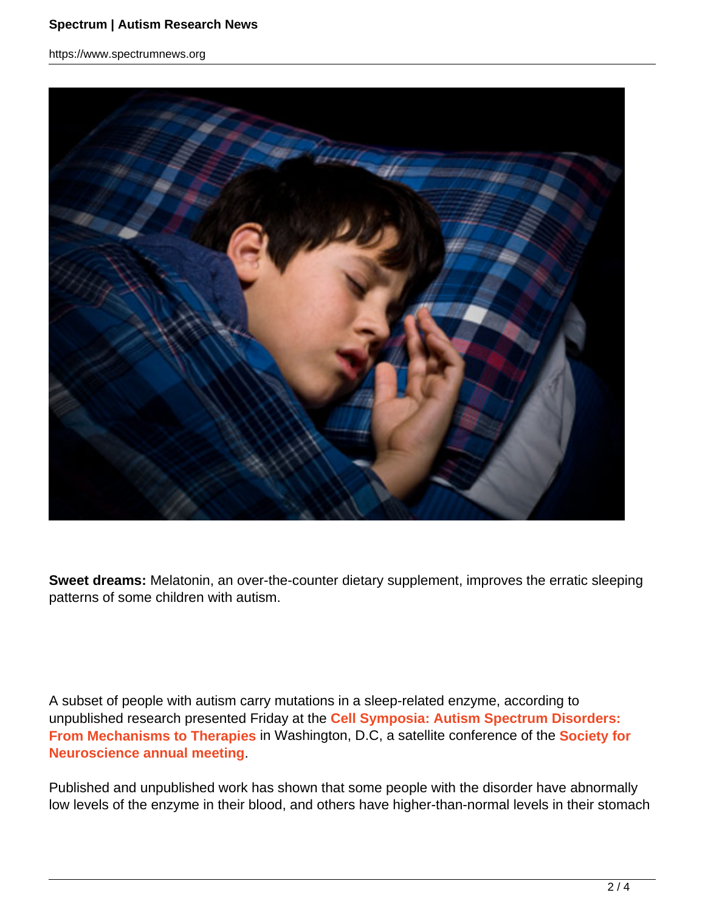**Sweet dreams:** Melatonin, an over-the-counter dietary supplement, improves the erratic sleeping patterns of some children with autism.

A subset of people with autism carry mutations in a sleep-related enzyme, according to unpublished research presented Friday at the **Cell Symposia: Autism Spectrum Disorders: From Mechanisms to Therapies** in Washington, D.C, a satellite conference of the **Society for Neuroscience annual meeting**.

Published and unpublished work has shown that some people with the disorder have abnormally low levels of the enzyme in their blood, and others have higher-than-normal levels in their stomach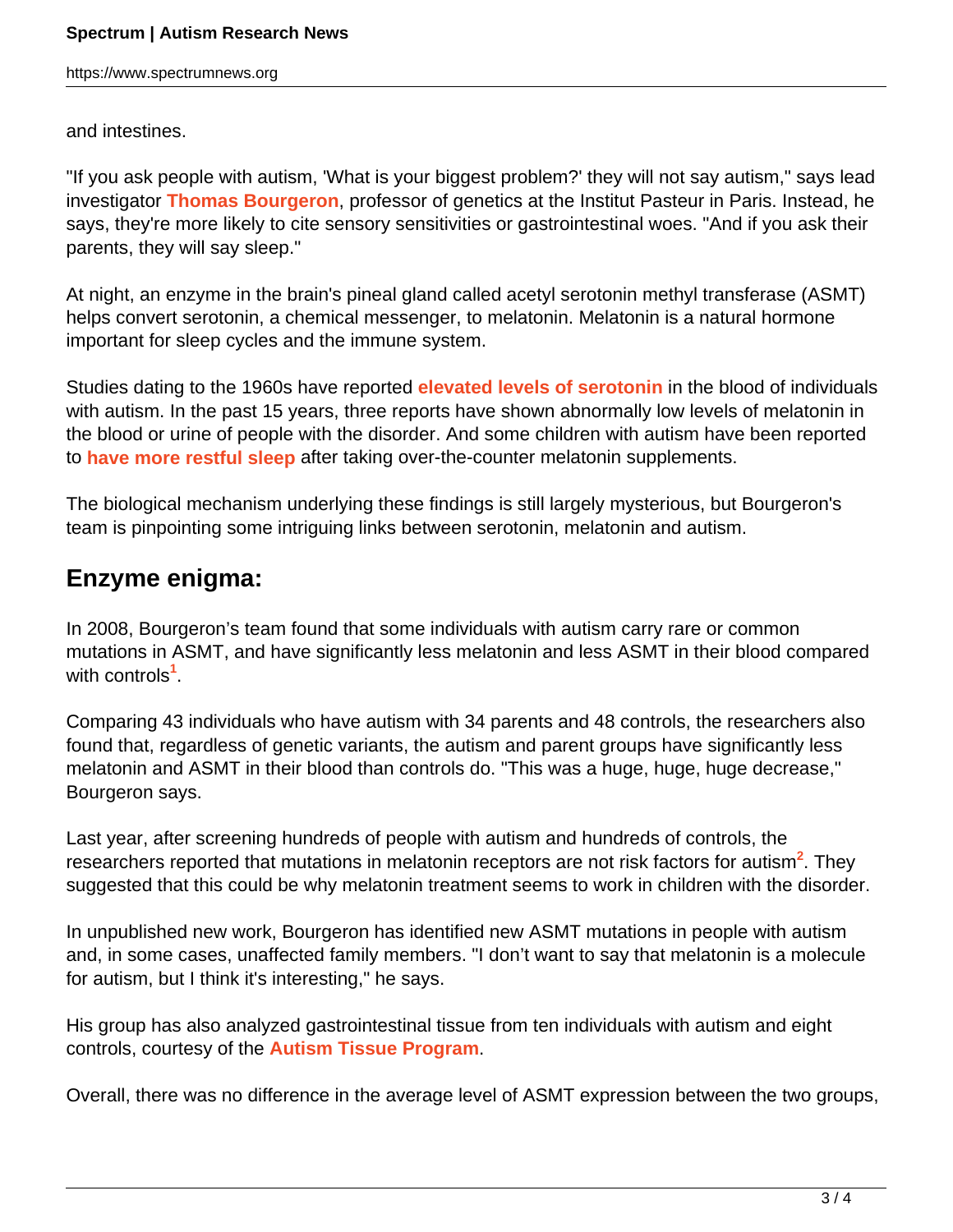and intestines.

"If you ask people with autism, 'What is your biggest problem?' they will not say autism," says lead investigator **Thomas Bourgeron**, professor of genetics at the Institut Pasteur in Paris. Instead, he says, they're more likely to cite sensory sensitivities or gastrointestinal woes. "And if you ask their parents, they will say sleep."

At night, an enzyme in the brain's pineal gland called acetyl serotonin methyl transferase (ASMT) helps convert serotonin, a chemical messenger, to melatonin. Melatonin is a natural hormone important for sleep cycles and the immune system.

Studies dating to the 1960s have reported **elevated levels of serotonin** in the blood of individuals with autism. In the past 15 years, three reports have shown abnormally low levels of melatonin in the blood or urine of people with the disorder. And some children with autism have been reported to **have more restful sleep** after taking over-the-counter melatonin supplements.

The biological mechanism underlying these findings is still largely mysterious, but Bourgeron's team is pinpointing some intriguing links between serotonin, melatonin and autism.

## Enzyme enigma:

In 2008, Bourgeron's team found that some individuals with autism carry rare or common mutations in ASMT, and have significantly less melatonin and less ASMT in their blood compared with controls[1].

Comparing 43 individuals who have autism with 34 parents and 48 controls, the researchers also found that, regardless of genetic variants, the autism and parent groups have significantly less melatonin and ASMT in their blood than controls do. "This was a huge, huge, huge decrease," Bourgeron says.

Last year, after screening hundreds of people with autism and hundreds of controls, the researchers reported that mutations in melatonin receptors are not risk factors for autism[2]. They suggested that this could be why melatonin treatment seems to work in children with the disorder.

In unpublished new work, Bourgeron has identified new ASMT mutations in people with autism and, in some cases, unaffected family members. "I don't want to say that melatonin is a molecule for autism, but I think it's interesting," he says.

His group has also analyzed gastrointestinal tissue from ten individuals with autism and eight controls, courtesy of the **Autism Tissue Program**.

Overall, there was no difference in the average level of ASMT expression between the two groups,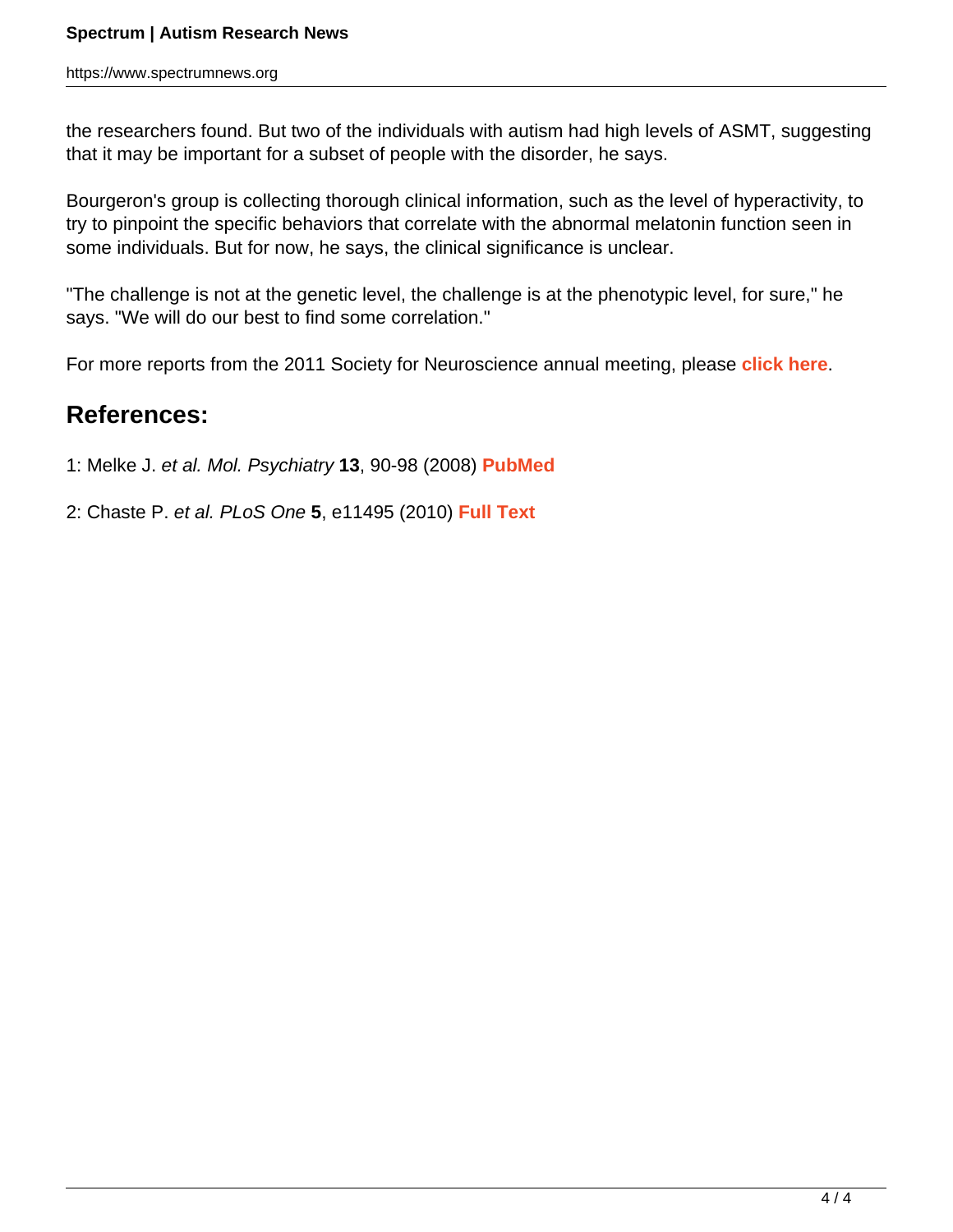the researchers found. But two of the individuals with autism had high levels of ASMT, suggesting that it may be important for a subset of people with the disorder, he says.

Bourgeron's group is collecting thorough clinical information, such as the level of hyperactivity, to try to pinpoint the specific behaviors that correlate with the abnormal melatonin function seen in some individuals. But for now, he says, the clinical significance is unclear.

"The challenge is not at the genetic level, the challenge is at the phenotypic level, for sure," he says. "We will do our best to find some correlation."

For more reports from the 2011 Society for Neuroscience annual meeting, please **click here**.

## References:

1: Melke J. *et al. Mol. Psychiatry* **13**, 90-98 (2008) **PubMed**

2: Chaste P. *et al. PLoS One* **5**, e11495 (2010) **Full Text**